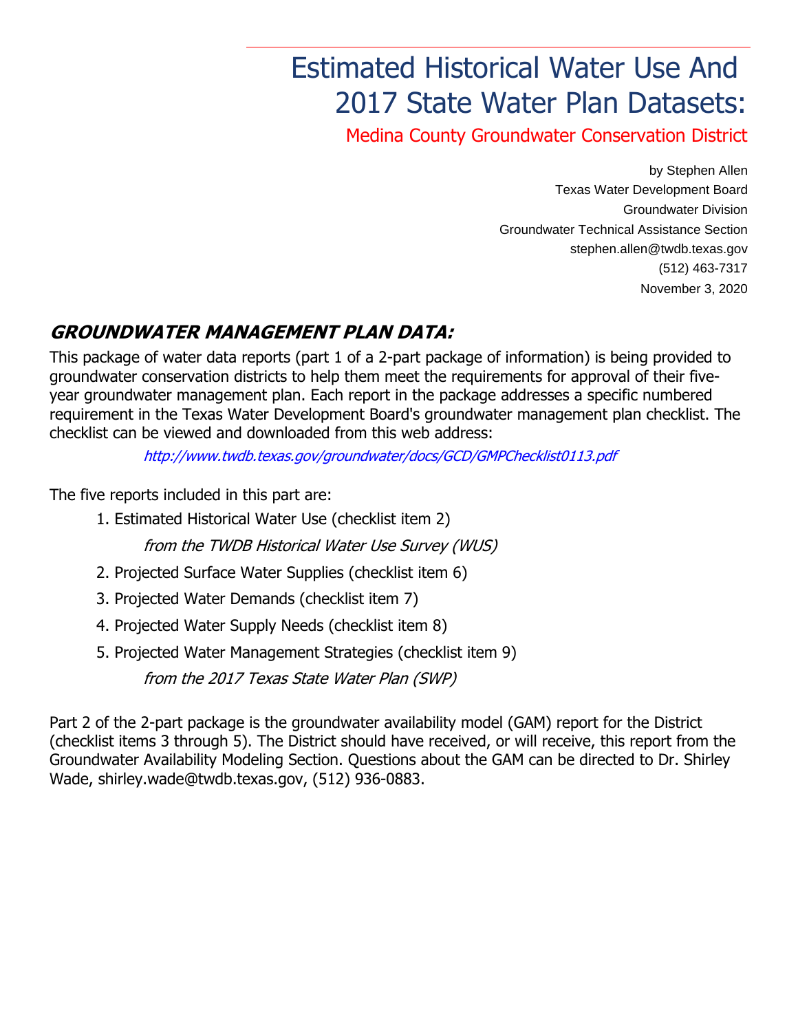# Estimated Historical Water Use And 2017 State Water Plan Datasets:

## Medina County Groundwater Conservation District

by Stephen Allen
Texas Water Development Board
Groundwater Division
Groundwater Technical Assistance Section
stephen.allen@twdb.texas.gov
(512) 463-7317
November 3, 2020

## *GROUNDWATER MANAGEMENT PLAN DATA:*

This package of water data reports (part 1 of a 2-part package of information) is being provided to groundwater conservation districts to help them meet the requirements for approval of their five-year groundwater management plan. Each report in the package addresses a specific numbered requirement in the Texas Water Development Board's groundwater management plan checklist. The checklist can be viewed and downloaded from this web address:

*http://www.twdb.texas.gov/groundwater/docs/GCD/GMPChecklist0113.pdf*

The five reports included in this part are:

1. Estimated Historical Water Use (checklist item 2)

   *from the TWDB Historical Water Use Survey (WUS)*

2. Projected Surface Water Supplies (checklist item 6)
3. Projected Water Demands (checklist item 7)
4. Projected Water Supply Needs (checklist item 8)
5. Projected Water Management Strategies (checklist item 9)

   *from the 2017 Texas State Water Plan (SWP)*

Part 2 of the 2-part package is the groundwater availability model (GAM) report for the District (checklist items 3 through 5). The District should have received, or will receive, this report from the Groundwater Availability Modeling Section. Questions about the GAM can be directed to Dr. Shirley Wade, shirley.wade@twdb.texas.gov, (512) 936-0883.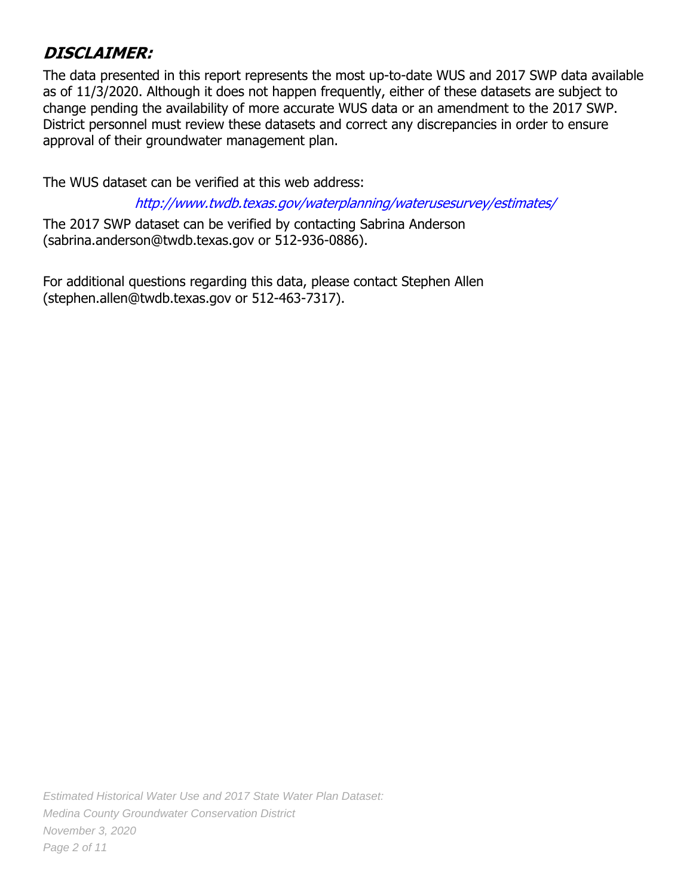## ***DISCLAIMER:***

The data presented in this report represents the most up-to-date WUS and 2017 SWP data available as of 11/3/2020. Although it does not happen frequently, either of these datasets are subject to change pending the availability of more accurate WUS data or an amendment to the 2017 SWP. District personnel must review these datasets and correct any discrepancies in order to ensure approval of their groundwater management plan.

The WUS dataset can be verified at this web address:

*http://www.twdb.texas.gov/waterplanning/waterusesurvey/estimates/*

The 2017 SWP dataset can be verified by contacting Sabrina Anderson (sabrina.anderson@twdb.texas.gov or 512-936-0886).

For additional questions regarding this data, please contact Stephen Allen (stephen.allen@twdb.texas.gov or 512-463-7317).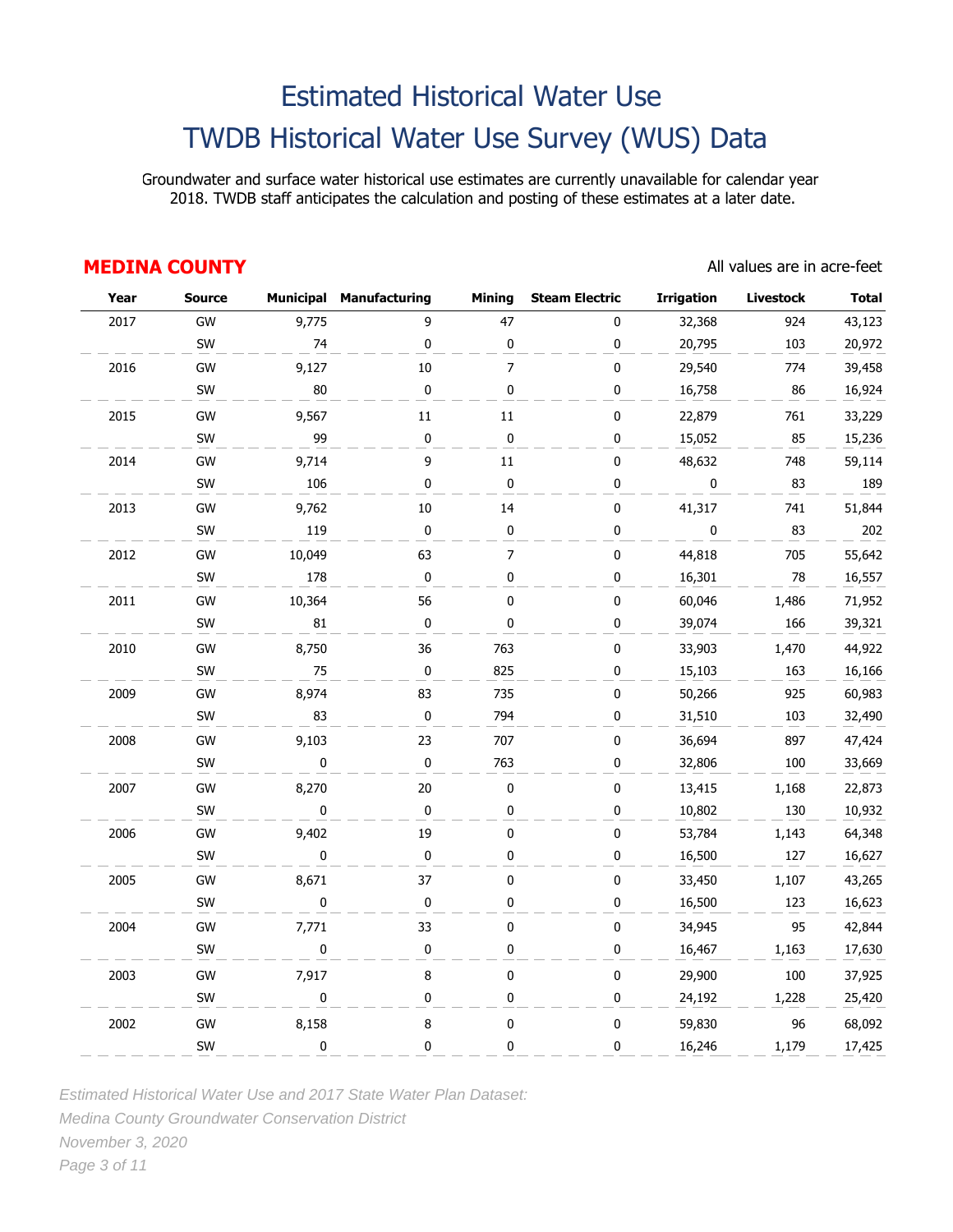# Estimated Historical Water Use
# TWDB Historical Water Use Survey (WUS) Data

Groundwater and surface water historical use estimates are currently unavailable for calendar year 2018. TWDB staff anticipates the calculation and posting of these estimates at a later date.

## MEDINA COUNTY

All values are in acre-feet

| Year | Source | Municipal | Manufacturing | Mining | Steam Electric | Irrigation | Livestock | Total |
|---|---|---|---|---|---|---|---|---|
| 2017 | GW | 9,775 | 9 | 47 | 0 | 32,368 | 924 | 43,123 |
| | SW | 74 | 0 | 0 | 0 | 20,795 | 103 | 20,972 |
| 2016 | GW | 9,127 | 10 | 7 | 0 | 29,540 | 774 | 39,458 |
| | SW | 80 | 0 | 0 | 0 | 16,758 | 86 | 16,924 |
| 2015 | GW | 9,567 | 11 | 11 | 0 | 22,879 | 761 | 33,229 |
| | SW | 99 | 0 | 0 | 0 | 15,052 | 85 | 15,236 |
| 2014 | GW | 9,714 | 9 | 11 | 0 | 48,632 | 748 | 59,114 |
| | SW | 106 | 0 | 0 | 0 | 0 | 83 | 189 |
| 2013 | GW | 9,762 | 10 | 14 | 0 | 41,317 | 741 | 51,844 |
| | SW | 119 | 0 | 0 | 0 | 0 | 83 | 202 |
| 2012 | GW | 10,049 | 63 | 7 | 0 | 44,818 | 705 | 55,642 |
| | SW | 178 | 0 | 0 | 0 | 16,301 | 78 | 16,557 |
| 2011 | GW | 10,364 | 56 | 0 | 0 | 60,046 | 1,486 | 71,952 |
| | SW | 81 | 0 | 0 | 0 | 39,074 | 166 | 39,321 |
| 2010 | GW | 8,750 | 36 | 763 | 0 | 33,903 | 1,470 | 44,922 |
| | SW | 75 | 0 | 825 | 0 | 15,103 | 163 | 16,166 |
| 2009 | GW | 8,974 | 83 | 735 | 0 | 50,266 | 925 | 60,983 |
| | SW | 83 | 0 | 794 | 0 | 31,510 | 103 | 32,490 |
| 2008 | GW | 9,103 | 23 | 707 | 0 | 36,694 | 897 | 47,424 |
| | SW | 0 | 0 | 763 | 0 | 32,806 | 100 | 33,669 |
| 2007 | GW | 8,270 | 20 | 0 | 0 | 13,415 | 1,168 | 22,873 |
| | SW | 0 | 0 | 0 | 0 | 10,802 | 130 | 10,932 |
| 2006 | GW | 9,402 | 19 | 0 | 0 | 53,784 | 1,143 | 64,348 |
| | SW | 0 | 0 | 0 | 0 | 16,500 | 127 | 16,627 |
| 2005 | GW | 8,671 | 37 | 0 | 0 | 33,450 | 1,107 | 43,265 |
| | SW | 0 | 0 | 0 | 0 | 16,500 | 123 | 16,623 |
| 2004 | GW | 7,771 | 33 | 0 | 0 | 34,945 | 95 | 42,844 |
| | SW | 0 | 0 | 0 | 0 | 16,467 | 1,163 | 17,630 |
| 2003 | GW | 7,917 | 8 | 0 | 0 | 29,900 | 100 | 37,925 |
| | SW | 0 | 0 | 0 | 0 | 24,192 | 1,228 | 25,420 |
| 2002 | GW | 8,158 | 8 | 0 | 0 | 59,830 | 96 | 68,092 |
| | SW | 0 | 0 | 0 | 0 | 16,246 | 1,179 | 17,425 |

*Estimated Historical Water Use and 2017 State Water Plan Dataset:*
*Medina County Groundwater Conservation District*
*November 3, 2020*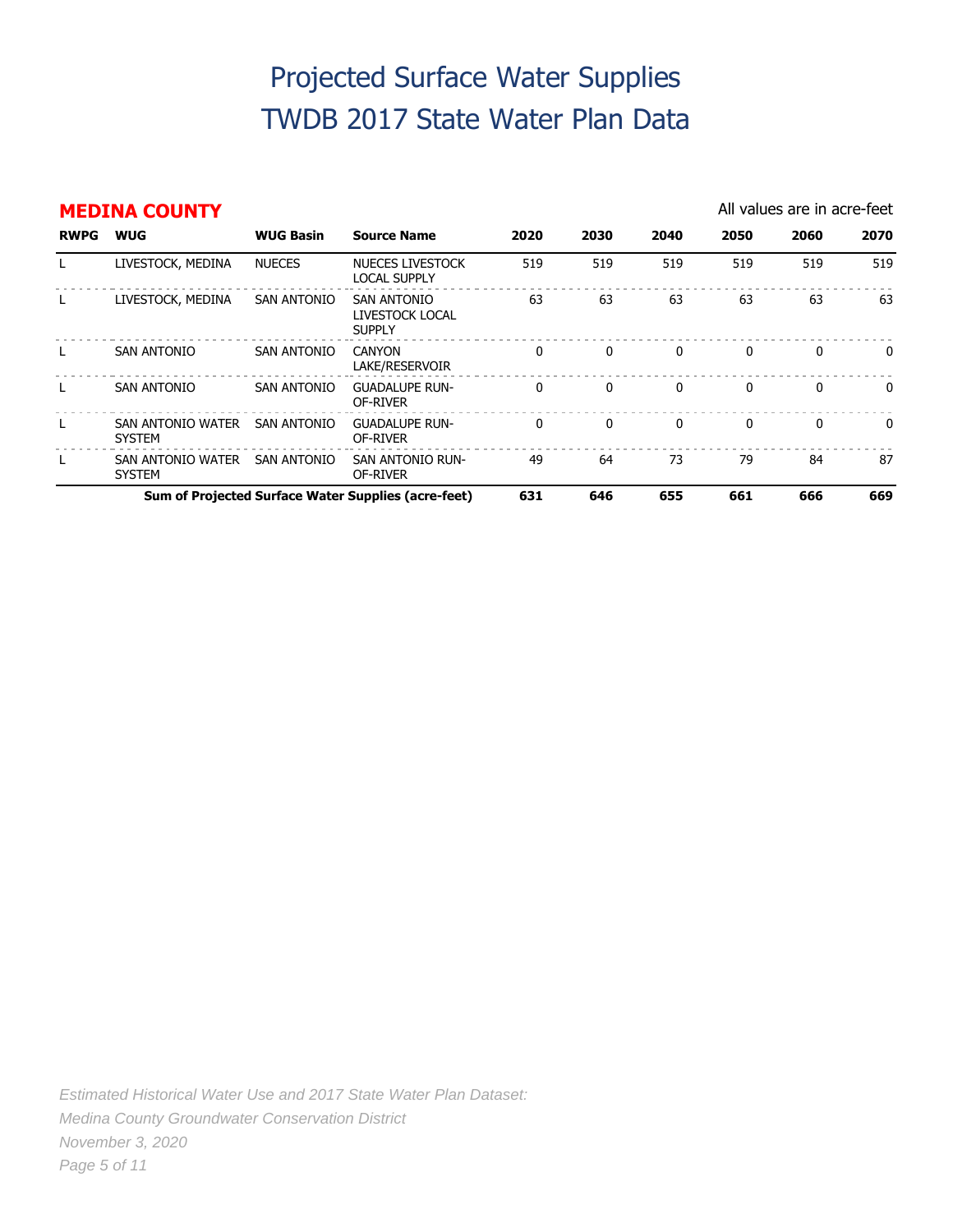# Projected Surface Water Supplies
# TWDB 2017 State Water Plan Data

## MEDINA COUNTY

All values are in acre-feet

| RWPG | WUG | WUG Basin | Source Name | 2020 | 2030 | 2040 | 2050 | 2060 | 2070 |
|---|---|---|---|---|---|---|---|---|---|
| L | LIVESTOCK, MEDINA | NUECES | NUECES LIVESTOCK LOCAL SUPPLY | 519 | 519 | 519 | 519 | 519 | 519 |
| L | LIVESTOCK, MEDINA | SAN ANTONIO | SAN ANTONIO LIVESTOCK LOCAL SUPPLY | 63 | 63 | 63 | 63 | 63 | 63 |
| L | SAN ANTONIO | SAN ANTONIO | CANYON LAKE/RESERVOIR | 0 | 0 | 0 | 0 | 0 | 0 |
| L | SAN ANTONIO | SAN ANTONIO | GUADALUPE RUN-OF-RIVER | 0 | 0 | 0 | 0 | 0 | 0 |
| L | SAN ANTONIO WATER SYSTEM | SAN ANTONIO | GUADALUPE RUN-OF-RIVER | 0 | 0 | 0 | 0 | 0 | 0 |
| L | SAN ANTONIO WATER SYSTEM | SAN ANTONIO | SAN ANTONIO RUN-OF-RIVER | 49 | 64 | 73 | 79 | 84 | 87 |
| | **Sum of Projected Surface Water Supplies (acre-feet)** | | | **631** | **646** | **655** | **661** | **666** | **669** |

*Estimated Historical Water Use and 2017 State Water Plan Dataset:*
*Medina County Groundwater Conservation District*
*November 3, 2020*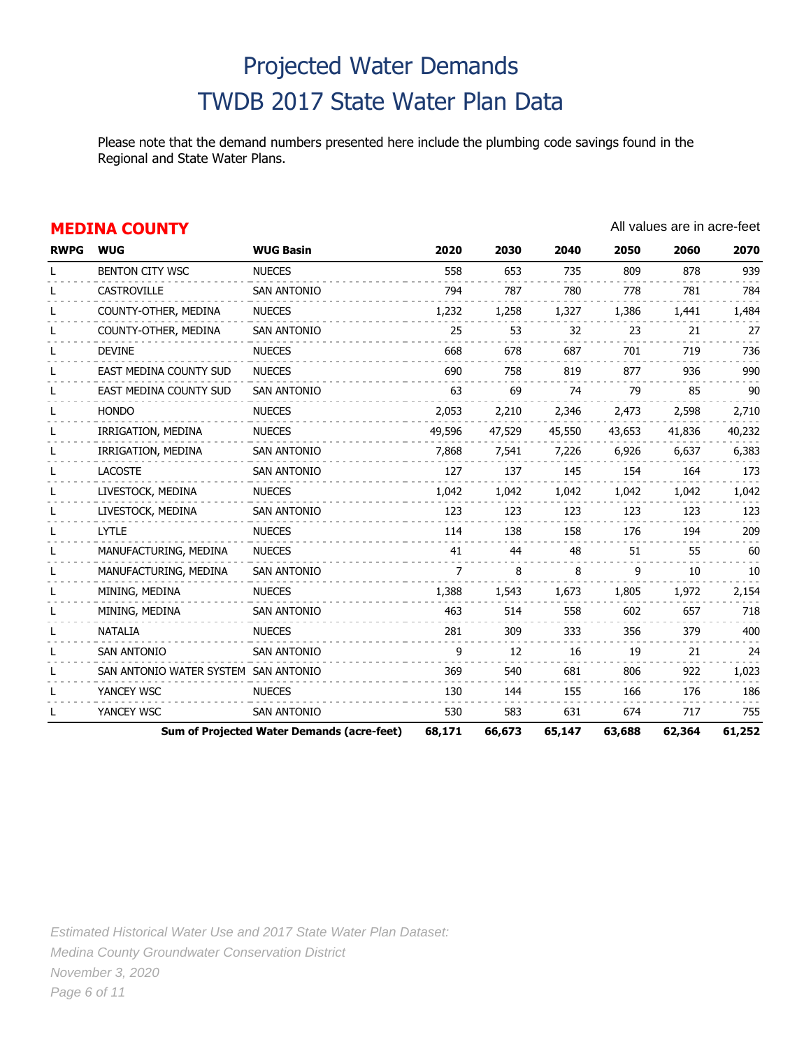# Projected Water Demands
# TWDB 2017 State Water Plan Data

Please note that the demand numbers presented here include the plumbing code savings found in the Regional and State Water Plans.

## MEDINA COUNTY

All values are in acre-feet

| RWPG | WUG | WUG Basin | 2020 | 2030 | 2040 | 2050 | 2060 | 2070 |
|---|---|---|---|---|---|---|---|---|
| L | BENTON CITY WSC | NUECES | 558 | 653 | 735 | 809 | 878 | 939 |
| L | CASTROVILLE | SAN ANTONIO | 794 | 787 | 780 | 778 | 781 | 784 |
| L | COUNTY-OTHER, MEDINA | NUECES | 1,232 | 1,258 | 1,327 | 1,386 | 1,441 | 1,484 |
| L | COUNTY-OTHER, MEDINA | SAN ANTONIO | 25 | 53 | 32 | 23 | 21 | 27 |
| L | DEVINE | NUECES | 668 | 678 | 687 | 701 | 719 | 736 |
| L | EAST MEDINA COUNTY SUD | NUECES | 690 | 758 | 819 | 877 | 936 | 990 |
| L | EAST MEDINA COUNTY SUD | SAN ANTONIO | 63 | 69 | 74 | 79 | 85 | 90 |
| L | HONDO | NUECES | 2,053 | 2,210 | 2,346 | 2,473 | 2,598 | 2,710 |
| L | IRRIGATION, MEDINA | NUECES | 49,596 | 47,529 | 45,550 | 43,653 | 41,836 | 40,232 |
| L | IRRIGATION, MEDINA | SAN ANTONIO | 7,868 | 7,541 | 7,226 | 6,926 | 6,637 | 6,383 |
| L | LACOSTE | SAN ANTONIO | 127 | 137 | 145 | 154 | 164 | 173 |
| L | LIVESTOCK, MEDINA | NUECES | 1,042 | 1,042 | 1,042 | 1,042 | 1,042 | 1,042 |
| L | LIVESTOCK, MEDINA | SAN ANTONIO | 123 | 123 | 123 | 123 | 123 | 123 |
| L | LYTLE | NUECES | 114 | 138 | 158 | 176 | 194 | 209 |
| L | MANUFACTURING, MEDINA | NUECES | 41 | 44 | 48 | 51 | 55 | 60 |
| L | MANUFACTURING, MEDINA | SAN ANTONIO | 7 | 8 | 8 | 9 | 10 | 10 |
| L | MINING, MEDINA | NUECES | 1,388 | 1,543 | 1,673 | 1,805 | 1,972 | 2,154 |
| L | MINING, MEDINA | SAN ANTONIO | 463 | 514 | 558 | 602 | 657 | 718 |
| L | NATALIA | NUECES | 281 | 309 | 333 | 356 | 379 | 400 |
| L | SAN ANTONIO | SAN ANTONIO | 9 | 12 | 16 | 19 | 21 | 24 |
| L | SAN ANTONIO WATER SYSTEM | SAN ANTONIO | 369 | 540 | 681 | 806 | 922 | 1,023 |
| L | YANCEY WSC | NUECES | 130 | 144 | 155 | 166 | 176 | 186 |
| L | YANCEY WSC | SAN ANTONIO | 530 | 583 | 631 | 674 | 717 | 755 |
| | **Sum of Projected Water Demands (acre-feet)** | | **68,171** | **66,673** | **65,147** | **63,688** | **62,364** | **61,252** |

*Estimated Historical Water Use and 2017 State Water Plan Dataset:*
*Medina County Groundwater Conservation District*
*November 3, 2020*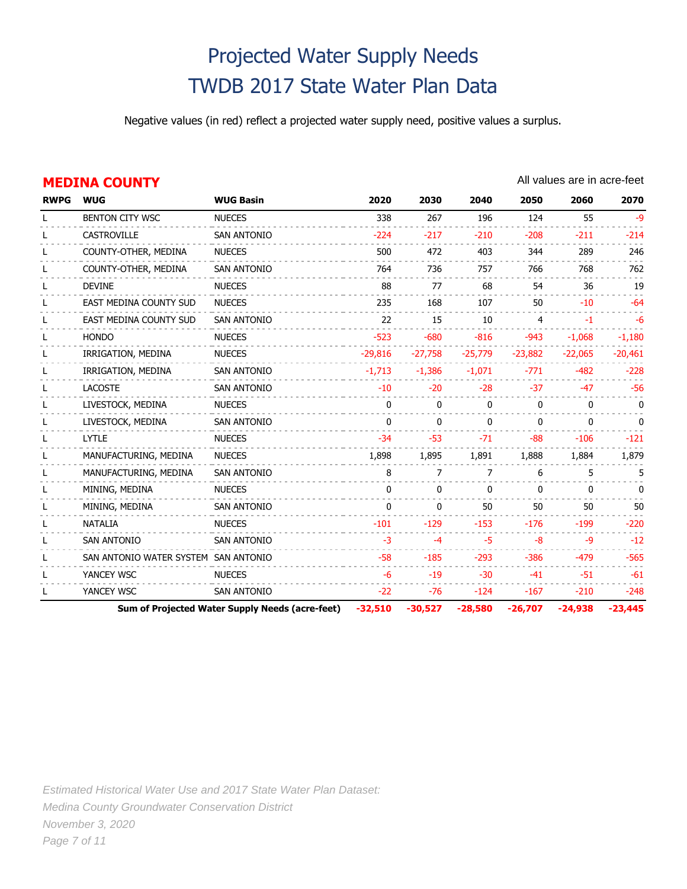# Projected Water Supply Needs
# TWDB 2017 State Water Plan Data

Negative values (in red) reflect a projected water supply need, positive values a surplus.

## MEDINA COUNTY

All values are in acre-feet

| RWPG | WUG | WUG Basin | 2020 | 2030 | 2040 | 2050 | 2060 | 2070 |
|---|---|---|---|---|---|---|---|---|
| L | BENTON CITY WSC | NUECES | 338 | 267 | 196 | 124 | 55 | -9 |
| L | CASTROVILLE | SAN ANTONIO | -224 | -217 | -210 | -208 | -211 | -214 |
| L | COUNTY-OTHER, MEDINA | NUECES | 500 | 472 | 403 | 344 | 289 | 246 |
| L | COUNTY-OTHER, MEDINA | SAN ANTONIO | 764 | 736 | 757 | 766 | 768 | 762 |
| L | DEVINE | NUECES | 88 | 77 | 68 | 54 | 36 | 19 |
| L | EAST MEDINA COUNTY SUD | NUECES | 235 | 168 | 107 | 50 | -10 | -64 |
| L | EAST MEDINA COUNTY SUD | SAN ANTONIO | 22 | 15 | 10 | 4 | -1 | -6 |
| L | HONDO | NUECES | -523 | -680 | -816 | -943 | -1,068 | -1,180 |
| L | IRRIGATION, MEDINA | NUECES | -29,816 | -27,758 | -25,779 | -23,882 | -22,065 | -20,461 |
| L | IRRIGATION, MEDINA | SAN ANTONIO | -1,713 | -1,386 | -1,071 | -771 | -482 | -228 |
| L | LACOSTE | SAN ANTONIO | -10 | -20 | -28 | -37 | -47 | -56 |
| L | LIVESTOCK, MEDINA | NUECES | 0 | 0 | 0 | 0 | 0 | 0 |
| L | LIVESTOCK, MEDINA | SAN ANTONIO | 0 | 0 | 0 | 0 | 0 | 0 |
| L | LYTLE | NUECES | -34 | -53 | -71 | -88 | -106 | -121 |
| L | MANUFACTURING, MEDINA | NUECES | 1,898 | 1,895 | 1,891 | 1,888 | 1,884 | 1,879 |
| L | MANUFACTURING, MEDINA | SAN ANTONIO | 8 | 7 | 7 | 6 | 5 | 5 |
| L | MINING, MEDINA | NUECES | 0 | 0 | 0 | 0 | 0 | 0 |
| L | MINING, MEDINA | SAN ANTONIO | 0 | 0 | 50 | 50 | 50 | 50 |
| L | NATALIA | NUECES | -101 | -129 | -153 | -176 | -199 | -220 |
| L | SAN ANTONIO | SAN ANTONIO | -3 | -4 | -5 | -8 | -9 | -12 |
| L | SAN ANTONIO WATER SYSTEM | SAN ANTONIO | -58 | -185 | -293 | -386 | -479 | -565 |
| L | YANCEY WSC | NUECES | -6 | -19 | -30 | -41 | -51 | -61 |
| L | YANCEY WSC | SAN ANTONIO | -22 | -76 | -124 | -167 | -210 | -248 |
| | **Sum of Projected Water Supply Needs (acre-feet)** | | **-32,510** | **-30,527** | **-28,580** | **-26,707** | **-24,938** | **-23,445** |

*Estimated Historical Water Use and 2017 State Water Plan Dataset:*
*Medina County Groundwater Conservation District*
*November 3, 2020*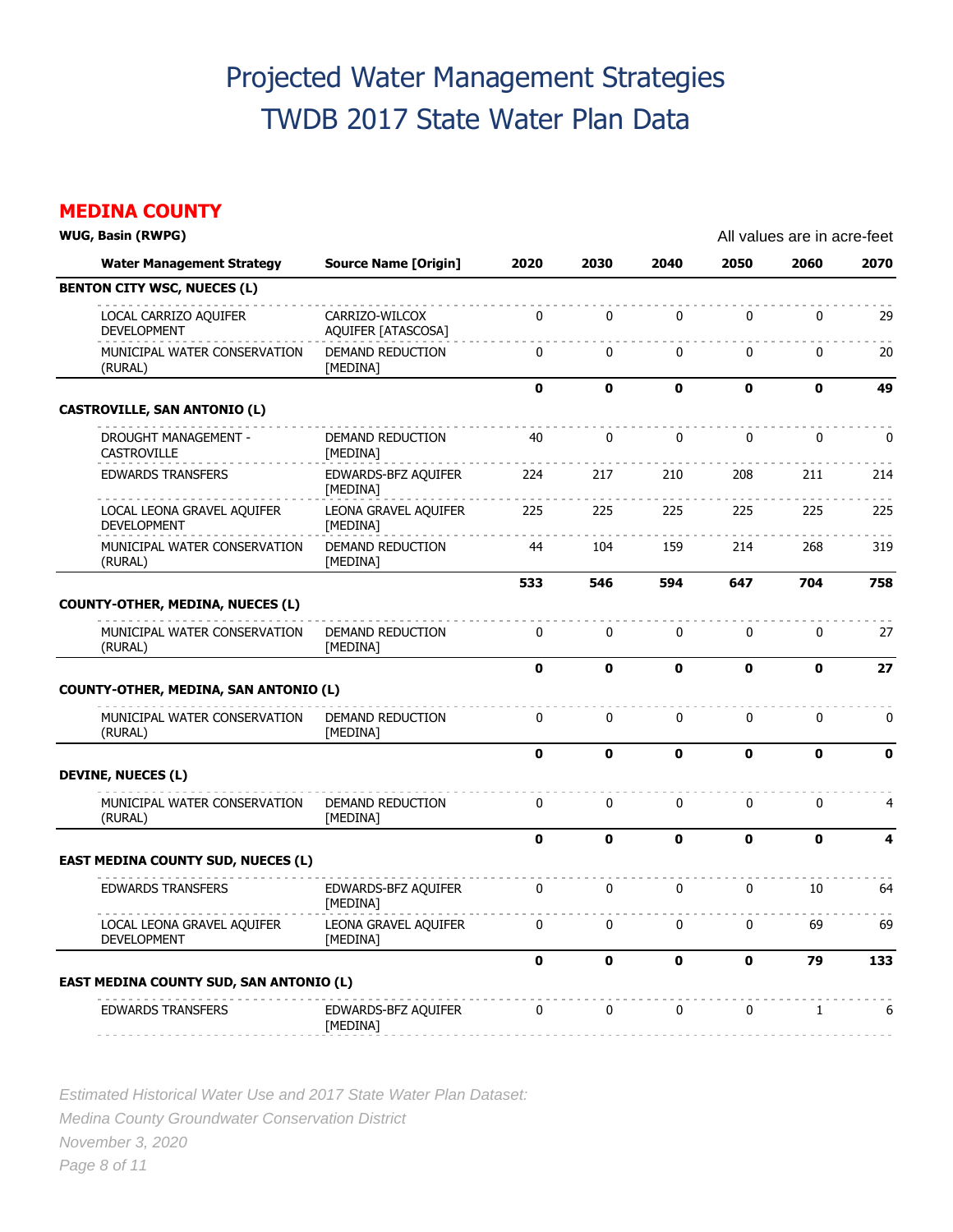# Projected Water Management Strategies
# TWDB 2017 State Water Plan Data

## MEDINA COUNTY

**WUG, Basin (RWPG)** All values are in acre-feet

| Water Management Strategy | Source Name [Origin] | 2020 | 2030 | 2040 | 2050 | 2060 | 2070 |
|---|---|---|---|---|---|---|---|
| **BENTON CITY WSC, NUECES (L)** | | | | | | | |
| LOCAL CARRIZO AQUIFER DEVELOPMENT | CARRIZO-WILCOX AQUIFER [ATASCOSA] | 0 | 0 | 0 | 0 | 0 | 29 |
| MUNICIPAL WATER CONSERVATION (RURAL) | DEMAND REDUCTION [MEDINA] | 0 | 0 | 0 | 0 | 0 | 20 |
| | | **0** | **0** | **0** | **0** | **0** | **49** |
| **CASTROVILLE, SAN ANTONIO (L)** | | | | | | | |
| DROUGHT MANAGEMENT - CASTROVILLE | DEMAND REDUCTION [MEDINA] | 40 | 0 | 0 | 0 | 0 | 0 |
| EDWARDS TRANSFERS | EDWARDS-BFZ AQUIFER [MEDINA] | 224 | 217 | 210 | 208 | 211 | 214 |
| LOCAL LEONA GRAVEL AQUIFER DEVELOPMENT | LEONA GRAVEL AQUIFER [MEDINA] | 225 | 225 | 225 | 225 | 225 | 225 |
| MUNICIPAL WATER CONSERVATION (RURAL) | DEMAND REDUCTION [MEDINA] | 44 | 104 | 159 | 214 | 268 | 319 |
| | | **533** | **546** | **594** | **647** | **704** | **758** |
| **COUNTY-OTHER, MEDINA, NUECES (L)** | | | | | | | |
| MUNICIPAL WATER CONSERVATION (RURAL) | DEMAND REDUCTION [MEDINA] | 0 | 0 | 0 | 0 | 0 | 27 |
| | | **0** | **0** | **0** | **0** | **0** | **27** |
| **COUNTY-OTHER, MEDINA, SAN ANTONIO (L)** | | | | | | | |
| MUNICIPAL WATER CONSERVATION (RURAL) | DEMAND REDUCTION [MEDINA] | 0 | 0 | 0 | 0 | 0 | 0 |
| | | **0** | **0** | **0** | **0** | **0** | **0** |
| **DEVINE, NUECES (L)** | | | | | | | |
| MUNICIPAL WATER CONSERVATION (RURAL) | DEMAND REDUCTION [MEDINA] | 0 | 0 | 0 | 0 | 0 | 4 |
| | | **0** | **0** | **0** | **0** | **0** | **4** |
| **EAST MEDINA COUNTY SUD, NUECES (L)** | | | | | | | |
| EDWARDS TRANSFERS | EDWARDS-BFZ AQUIFER [MEDINA] | 0 | 0 | 0 | 0 | 10 | 64 |
| LOCAL LEONA GRAVEL AQUIFER DEVELOPMENT | LEONA GRAVEL AQUIFER [MEDINA] | 0 | 0 | 0 | 0 | 69 | 69 |
| | | **0** | **0** | **0** | **0** | **79** | **133** |
| **EAST MEDINA COUNTY SUD, SAN ANTONIO (L)** | | | | | | | |
| EDWARDS TRANSFERS | EDWARDS-BFZ AQUIFER [MEDINA] | 0 | 0 | 0 | 0 | 1 | 6 |

*Estimated Historical Water Use and 2017 State Water Plan Dataset:*
*Medina County Groundwater Conservation District*
*November 3, 2020*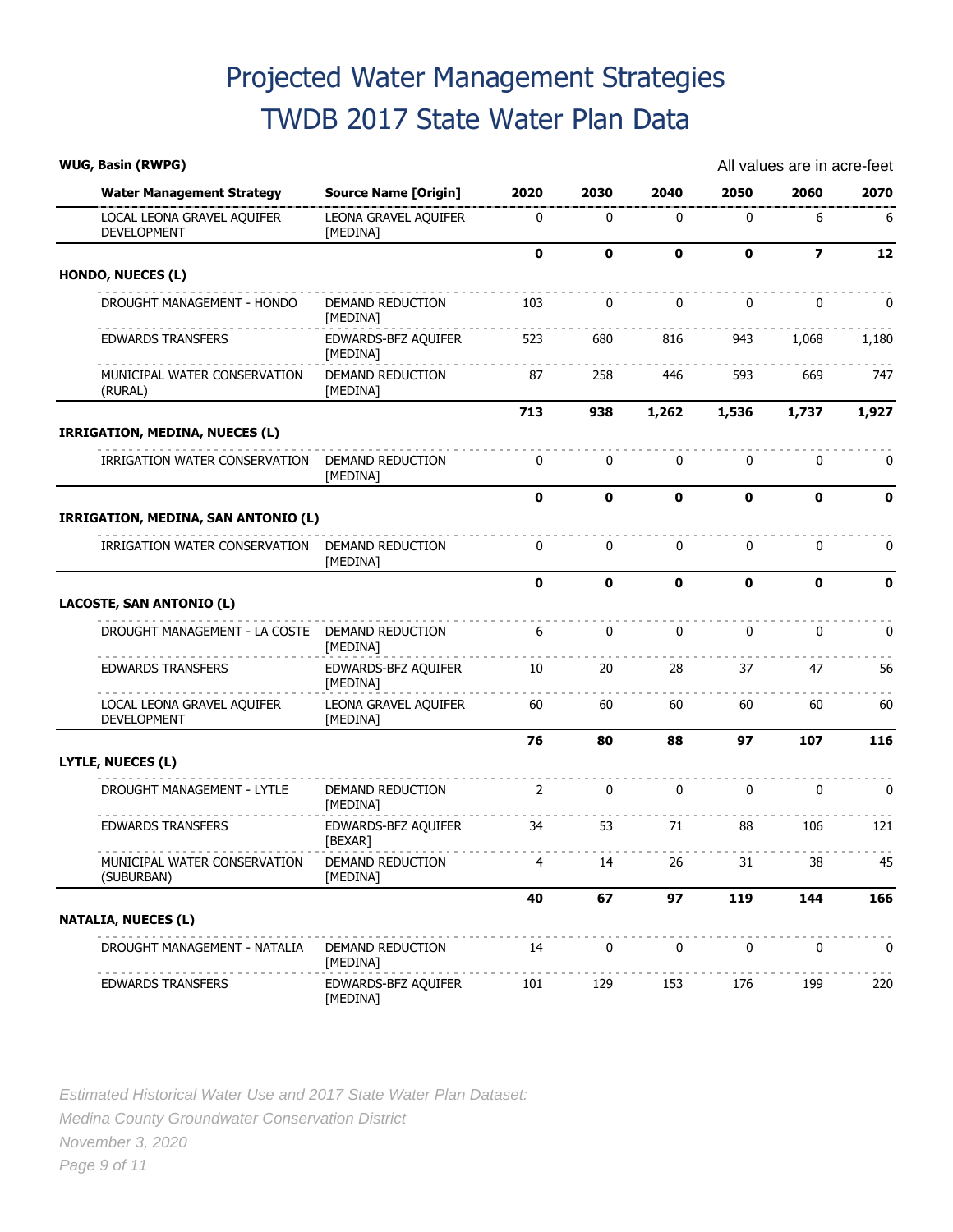# Projected Water Management Strategies
# TWDB 2017 State Water Plan Data

**WUG, Basin (RWPG)** All values are in acre-feet

| Water Management Strategy | Source Name [Origin] | 2020 | 2030 | 2040 | 2050 | 2060 | 2070 |
|---|---|---|---|---|---|---|---|
| LOCAL LEONA GRAVEL AQUIFER DEVELOPMENT | LEONA GRAVEL AQUIFER [MEDINA] | 0 | 0 | 0 | 0 | 6 | 6 |
| | | **0** | **0** | **0** | **0** | **7** | **12** |
| **HONDO, NUECES (L)** | | | | | | | |
| DROUGHT MANAGEMENT - HONDO | DEMAND REDUCTION [MEDINA] | 103 | 0 | 0 | 0 | 0 | 0 |
| EDWARDS TRANSFERS | EDWARDS-BFZ AQUIFER [MEDINA] | 523 | 680 | 816 | 943 | 1,068 | 1,180 |
| MUNICIPAL WATER CONSERVATION (RURAL) | DEMAND REDUCTION [MEDINA] | 87 | 258 | 446 | 593 | 669 | 747 |
| | | **713** | **938** | **1,262** | **1,536** | **1,737** | **1,927** |
| **IRRIGATION, MEDINA, NUECES (L)** | | | | | | | |
| IRRIGATION WATER CONSERVATION | DEMAND REDUCTION [MEDINA] | 0 | 0 | 0 | 0 | 0 | 0 |
| | | **0** | **0** | **0** | **0** | **0** | **0** |
| **IRRIGATION, MEDINA, SAN ANTONIO (L)** | | | | | | | |
| IRRIGATION WATER CONSERVATION | DEMAND REDUCTION [MEDINA] | 0 | 0 | 0 | 0 | 0 | 0 |
| | | **0** | **0** | **0** | **0** | **0** | **0** |
| **LACOSTE, SAN ANTONIO (L)** | | | | | | | |
| DROUGHT MANAGEMENT - LA COSTE | DEMAND REDUCTION [MEDINA] | 6 | 0 | 0 | 0 | 0 | 0 |
| EDWARDS TRANSFERS | EDWARDS-BFZ AQUIFER [MEDINA] | 10 | 20 | 28 | 37 | 47 | 56 |
| LOCAL LEONA GRAVEL AQUIFER DEVELOPMENT | LEONA GRAVEL AQUIFER [MEDINA] | 60 | 60 | 60 | 60 | 60 | 60 |
| | | **76** | **80** | **88** | **97** | **107** | **116** |
| **LYTLE, NUECES (L)** | | | | | | | |
| DROUGHT MANAGEMENT - LYTLE | DEMAND REDUCTION [MEDINA] | 2 | 0 | 0 | 0 | 0 | 0 |
| EDWARDS TRANSFERS | EDWARDS-BFZ AQUIFER [BEXAR] | 34 | 53 | 71 | 88 | 106 | 121 |
| MUNICIPAL WATER CONSERVATION (SUBURBAN) | DEMAND REDUCTION [MEDINA] | 4 | 14 | 26 | 31 | 38 | 45 |
| | | **40** | **67** | **97** | **119** | **144** | **166** |
| **NATALIA, NUECES (L)** | | | | | | | |
| DROUGHT MANAGEMENT - NATALIA | DEMAND REDUCTION [MEDINA] | 14 | 0 | 0 | 0 | 0 | 0 |
| EDWARDS TRANSFERS | EDWARDS-BFZ AQUIFER [MEDINA] | 101 | 129 | 153 | 176 | 199 | 220 |

*Estimated Historical Water Use and 2017 State Water Plan Dataset:*
*Medina County Groundwater Conservation District*
*November 3, 2020*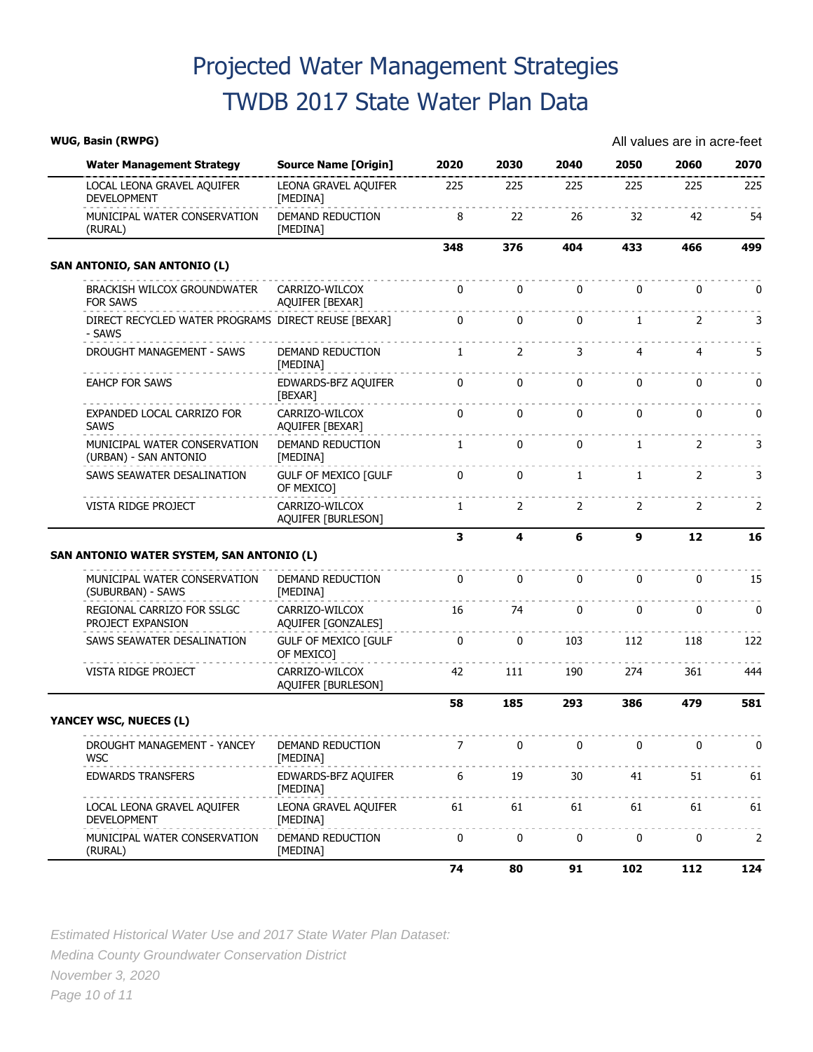# Projected Water Management Strategies
# TWDB 2017 State Water Plan Data

**WUG, Basin (RWPG)** All values are in acre-feet

| Water Management Strategy | Source Name [Origin] | 2020 | 2030 | 2040 | 2050 | 2060 | 2070 |
|---|---|---|---|---|---|---|---|
| LOCAL LEONA GRAVEL AQUIFER DEVELOPMENT | LEONA GRAVEL AQUIFER [MEDINA] | 225 | 225 | 225 | 225 | 225 | 225 |
| MUNICIPAL WATER CONSERVATION (RURAL) | DEMAND REDUCTION [MEDINA] | 8 | 22 | 26 | 32 | 42 | 54 |
| | | **348** | **376** | **404** | **433** | **466** | **499** |

**SAN ANTONIO, SAN ANTONIO (L)**

| Water Management Strategy | Source Name [Origin] | 2020 | 2030 | 2040 | 2050 | 2060 | 2070 |
|---|---|---|---|---|---|---|---|
| BRACKISH WILCOX GROUNDWATER FOR SAWS | CARRIZO-WILCOX AQUIFER [BEXAR] | 0 | 0 | 0 | 0 | 0 | 0 |
| DIRECT RECYCLED WATER PROGRAMS - SAWS | DIRECT REUSE [BEXAR] | 0 | 0 | 0 | 1 | 2 | 3 |
| DROUGHT MANAGEMENT - SAWS | DEMAND REDUCTION [MEDINA] | 1 | 2 | 3 | 4 | 4 | 5 |
| EAHCP FOR SAWS | EDWARDS-BFZ AQUIFER [BEXAR] | 0 | 0 | 0 | 0 | 0 | 0 |
| EXPANDED LOCAL CARRIZO FOR SAWS | CARRIZO-WILCOX AQUIFER [BEXAR] | 0 | 0 | 0 | 0 | 0 | 0 |
| MUNICIPAL WATER CONSERVATION (URBAN) - SAN ANTONIO | DEMAND REDUCTION [MEDINA] | 1 | 0 | 0 | 1 | 2 | 3 |
| SAWS SEAWATER DESALINATION | GULF OF MEXICO [GULF OF MEXICO] | 0 | 0 | 1 | 1 | 2 | 3 |
| VISTA RIDGE PROJECT | CARRIZO-WILCOX AQUIFER [BURLESON] | 1 | 2 | 2 | 2 | 2 | 2 |
| | | **3** | **4** | **6** | **9** | **12** | **16** |

**SAN ANTONIO WATER SYSTEM, SAN ANTONIO (L)**

| Water Management Strategy | Source Name [Origin] | 2020 | 2030 | 2040 | 2050 | 2060 | 2070 |
|---|---|---|---|---|---|---|---|
| MUNICIPAL WATER CONSERVATION (SUBURBAN) - SAWS | DEMAND REDUCTION [MEDINA] | 0 | 0 | 0 | 0 | 0 | 15 |
| REGIONAL CARRIZO FOR SSLGC PROJECT EXPANSION | CARRIZO-WILCOX AQUIFER [GONZALES] | 16 | 74 | 0 | 0 | 0 | 0 |
| SAWS SEAWATER DESALINATION | GULF OF MEXICO [GULF OF MEXICO] | 0 | 0 | 103 | 112 | 118 | 122 |
| VISTA RIDGE PROJECT | CARRIZO-WILCOX AQUIFER [BURLESON] | 42 | 111 | 190 | 274 | 361 | 444 |
| | | **58** | **185** | **293** | **386** | **479** | **581** |

**YANCEY WSC, NUECES (L)**

| Water Management Strategy | Source Name [Origin] | 2020 | 2030 | 2040 | 2050 | 2060 | 2070 |
|---|---|---|---|---|---|---|---|
| DROUGHT MANAGEMENT - YANCEY WSC | DEMAND REDUCTION [MEDINA] | 7 | 0 | 0 | 0 | 0 | 0 |
| EDWARDS TRANSFERS | EDWARDS-BFZ AQUIFER [MEDINA] | 6 | 19 | 30 | 41 | 51 | 61 |
| LOCAL LEONA GRAVEL AQUIFER DEVELOPMENT | LEONA GRAVEL AQUIFER [MEDINA] | 61 | 61 | 61 | 61 | 61 | 61 |
| MUNICIPAL WATER CONSERVATION (RURAL) | DEMAND REDUCTION [MEDINA] | 0 | 0 | 0 | 0 | 0 | 2 |
| | | **74** | **80** | **91** | **102** | **112** | **124** |

*Estimated Historical Water Use and 2017 State Water Plan Dataset:*
*Medina County Groundwater Conservation District*
*November 3, 2020*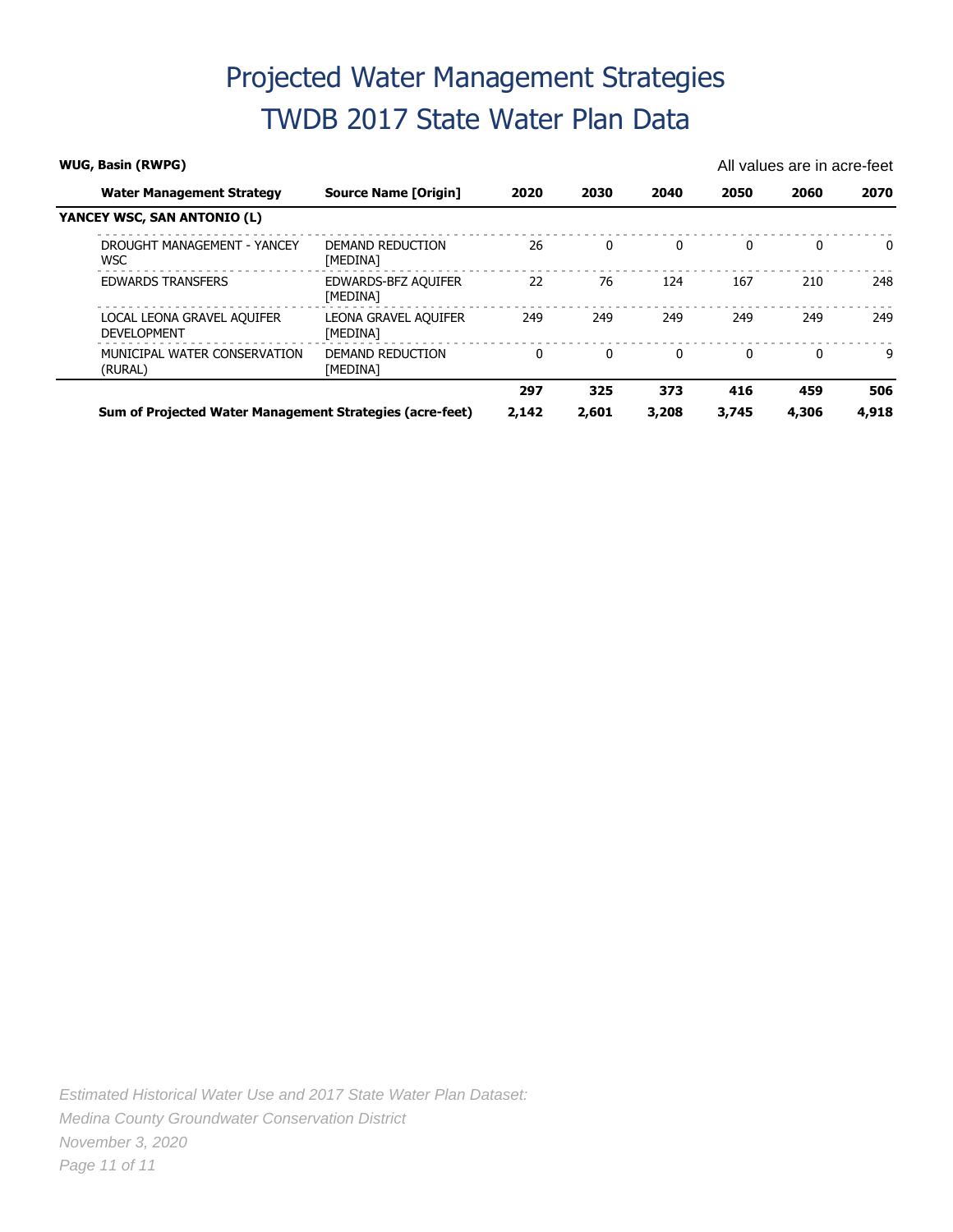# Projected Water Management Strategies
# TWDB 2017 State Water Plan Data

**WUG, Basin (RWPG)** All values are in acre-feet

| Water Management Strategy | Source Name [Origin] | 2020 | 2030 | 2040 | 2050 | 2060 | 2070 |
|---|---|---|---|---|---|---|---|
| **YANCEY WSC, SAN ANTONIO (L)** | | | | | | | |
| DROUGHT MANAGEMENT - YANCEY WSC | DEMAND REDUCTION [MEDINA] | 26 | 0 | 0 | 0 | 0 | 0 |
| EDWARDS TRANSFERS | EDWARDS-BFZ AQUIFER [MEDINA] | 22 | 76 | 124 | 167 | 210 | 248 |
| LOCAL LEONA GRAVEL AQUIFER DEVELOPMENT | LEONA GRAVEL AQUIFER [MEDINA] | 249 | 249 | 249 | 249 | 249 | 249 |
| MUNICIPAL WATER CONSERVATION (RURAL) | DEMAND REDUCTION [MEDINA] | 0 | 0 | 0 | 0 | 0 | 9 |
| | | **297** | **325** | **373** | **416** | **459** | **506** |
| **Sum of Projected Water Management Strategies (acre-feet)** | | **2,142** | **2,601** | **3,208** | **3,745** | **4,306** | **4,918** |

*Estimated Historical Water Use and 2017 State Water Plan Dataset:*
*Medina County Groundwater Conservation District*
*November 3, 2020*